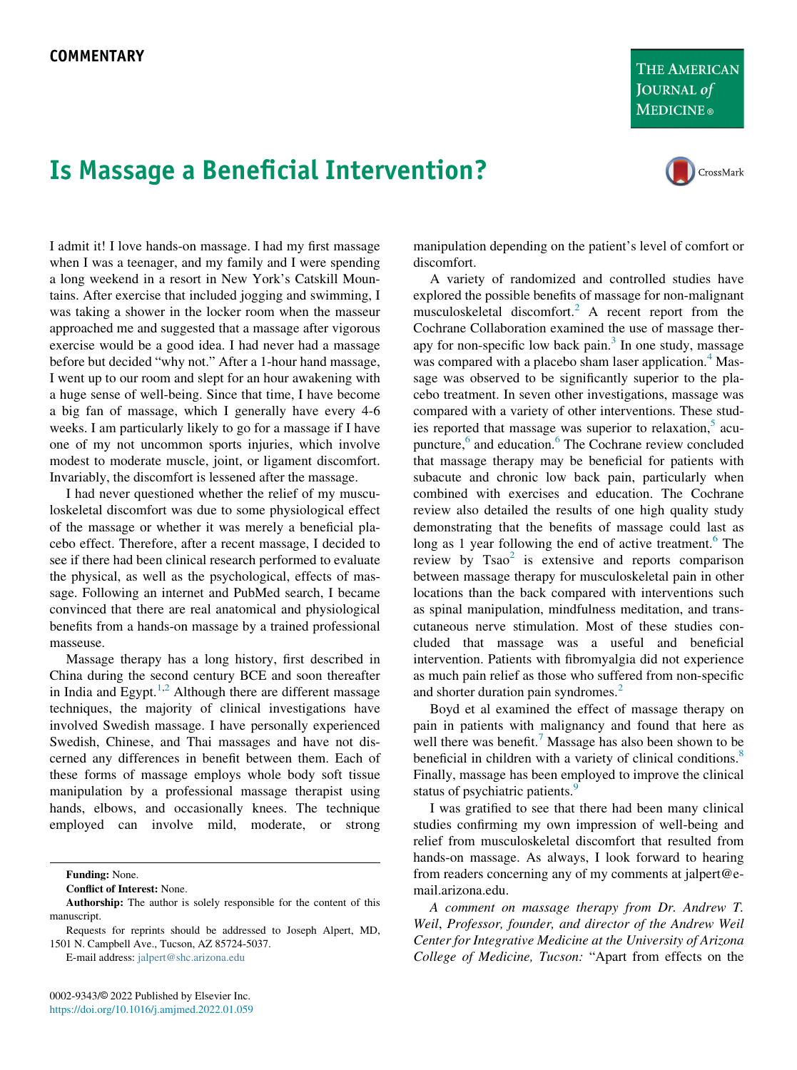COMMENTARY

# Is Massage a Beneficial Intervention?

I admit it! I love hands-on massage. I had my first massage when I was a teenager, and my family and I were spending a long weekend in a resort in New York's Catskill Mountains. After exercise that included jogging and swimming, I was taking a shower in the locker room when the masseur approached me and suggested that a massage after vigorous exercise would be a good idea. I had never had a massage before but decided "why not." After a 1-hour hand massage, I went up to our room and slept for an hour awakening with a huge sense of well-being. Since that time, I have become a big fan of massage, which I generally have every 4-6 weeks. I am particularly likely to go for a massage if I have one of my not uncommon sports injuries, which involve modest to moderate muscle, joint, or ligament discomfort. Invariably, the discomfort is lessened after the massage.

I had never questioned whether the relief of my musculoskeletal discomfort was due to some physiological effect of the massage or whether it was merely a beneficial placebo effect. Therefore, after a recent massage, I decided to see if there had been clinical research performed to evaluate the physical, as well as the psychological, effects of massage. Following an internet and PubMed search, I became convinced that there are real anatomical and physiological benefits from a hands-on massage by a trained professional masseuse.

Massage therapy has a long history, first described in China during the second century BCE and soon thereafter in India and Egypt.[1,2] Although there are different massage techniques, the majority of clinical investigations have involved Swedish massage. I have personally experienced Swedish, Chinese, and Thai massages and have not discerned any differences in benefit between them. Each of these forms of massage employs whole body soft tissue manipulation by a professional massage therapist using hands, elbows, and occasionally knees. The technique employed can involve mild, moderate, or strong manipulation depending on the patient's level of comfort or discomfort.

A variety of randomized and controlled studies have explored the possible benefits of massage for non-malignant musculoskeletal discomfort.[2] A recent report from the Cochrane Collaboration examined the use of massage therapy for non-specific low back pain.[3] In one study, massage was compared with a placebo sham laser application.[4] Massage was observed to be significantly superior to the placebo treatment. In seven other investigations, massage was compared with a variety of other interventions. These studies reported that massage was superior to relaxation,[5] acupuncture,[6] and education.[6] The Cochrane review concluded that massage therapy may be beneficial for patients with subacute and chronic low back pain, particularly when combined with exercises and education. The Cochrane review also detailed the results of one high quality study demonstrating that the benefits of massage could last as long as 1 year following the end of active treatment.[6] The review by Tsao[2] is extensive and reports comparison between massage therapy for musculoskeletal pain in other locations than the back compared with interventions such as spinal manipulation, mindfulness meditation, and transcutaneous nerve stimulation. Most of these studies concluded that massage was a useful and beneficial intervention. Patients with fibromyalgia did not experience as much pain relief as those who suffered from non-specific and shorter duration pain syndromes.[2]

Boyd et al examined the effect of massage therapy on pain in patients with malignancy and found that here as well there was benefit.[7] Massage has also been shown to be beneficial in children with a variety of clinical conditions.[8] Finally, massage has been employed to improve the clinical status of psychiatric patients.[9]

I was gratified to see that there had been many clinical studies confirming my own impression of well-being and relief from musculoskeletal discomfort that resulted from hands-on massage. As always, I look forward to hearing from readers concerning any of my comments at jalpert@e-mail.arizona.edu.

*A comment on massage therapy from Dr. Andrew T. Weil, Professor, founder, and director of the Andrew Weil Center for Integrative Medicine at the University of Arizona College of Medicine, Tucson:* "Apart from effects on the

**Funding:** None.

**Conflict of Interest:** None.

**Authorship:** The author is solely responsible for the content of this manuscript.

Requests for reprints should be addressed to Joseph Alpert, MD, 1501 N. Campbell Ave., Tucson, AZ 85724-5037.

E-mail address: jalpert@shc.arizona.edu

0002-9343/© 2022 Published by Elsevier Inc.
https://doi.org/10.1016/j.amjmed.2022.01.059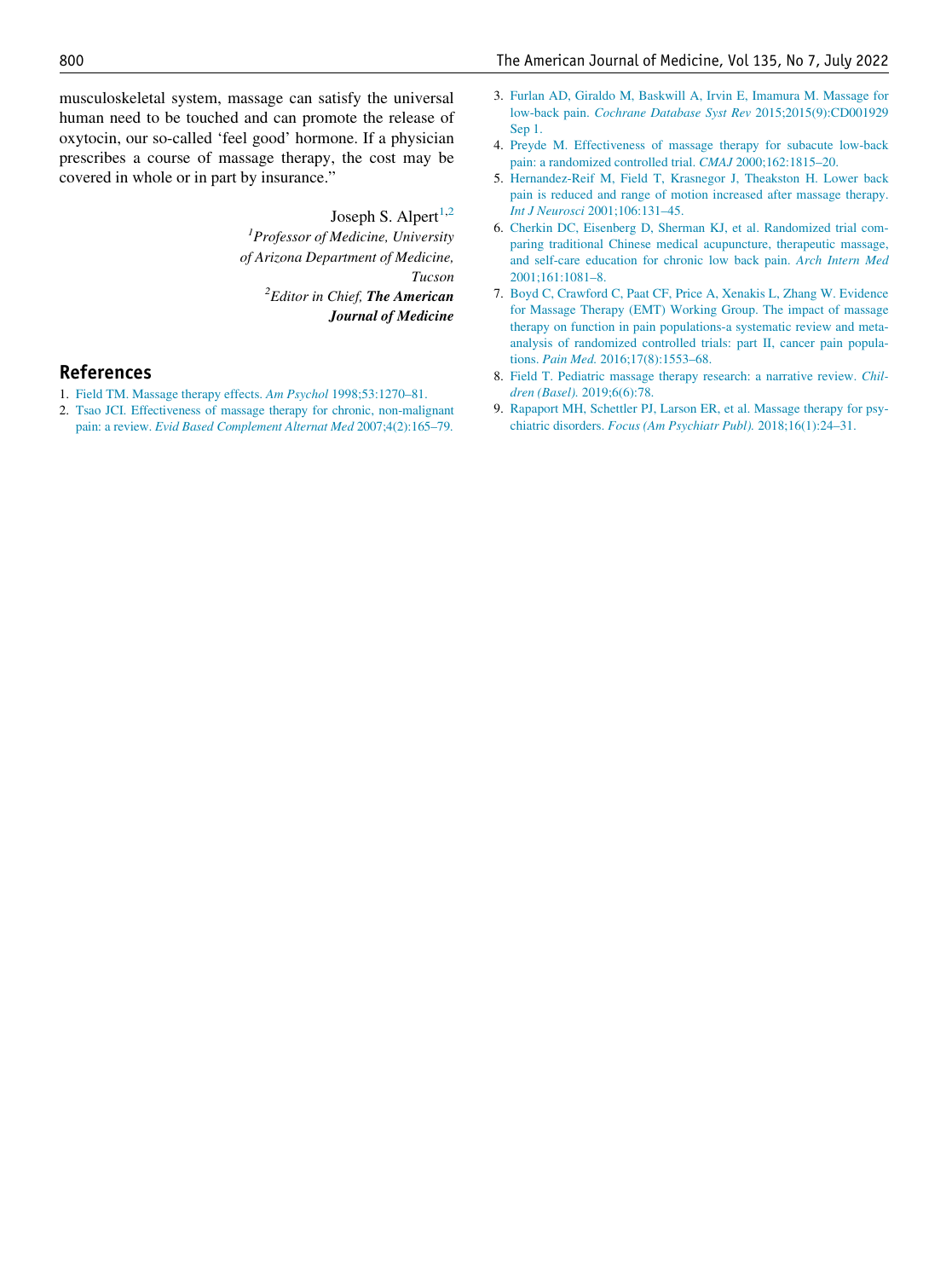musculoskeletal system, massage can satisfy the universal human need to be touched and can promote the release of oxytocin, our so-called 'feel good' hormone. If a physician prescribes a course of massage therapy, the cost may be covered in whole or in part by insurance."

Joseph S. Alpert[1,2]

[1]*Professor of Medicine, University of Arizona Department of Medicine, Tucson*

[2]*Editor in Chief,* ***The American Journal of Medicine***

## References

1. Field TM. Massage therapy effects. *Am Psychol* 1998;53:1270–81.
2. Tsao JCI. Effectiveness of massage therapy for chronic, non-malignant pain: a review. *Evid Based Complement Alternat Med* 2007;4(2):165–79.
3. Furlan AD, Giraldo M, Baskwill A, Irvin E, Imamura M. Massage for low-back pain. *Cochrane Database Syst Rev* 2015;2015(9):CD001929 Sep 1.
4. Preyde M. Effectiveness of massage therapy for subacute low-back pain: a randomized controlled trial. *CMAJ* 2000;162:1815–20.
5. Hernandez-Reif M, Field T, Krasnegor J, Theakston H. Lower back pain is reduced and range of motion increased after massage therapy. *Int J Neurosci* 2001;106:131–45.
6. Cherkin DC, Eisenberg D, Sherman KJ, et al. Randomized trial comparing traditional Chinese medical acupuncture, therapeutic massage, and self-care education for chronic low back pain. *Arch Intern Med* 2001;161:1081–8.
7. Boyd C, Crawford C, Paat CF, Price A, Xenakis L, Zhang W. Evidence for Massage Therapy (EMT) Working Group. The impact of massage therapy on function in pain populations-a systematic review and meta-analysis of randomized controlled trials: part II, cancer pain populations. *Pain Med.* 2016;17(8):1553–68.
8. Field T. Pediatric massage therapy research: a narrative review. *Children (Basel).* 2019;6(6):78.
9. Rapaport MH, Schettler PJ, Larson ER, et al. Massage therapy for psychiatric disorders. *Focus (Am Psychiatr Publ).* 2018;16(1):24–31.